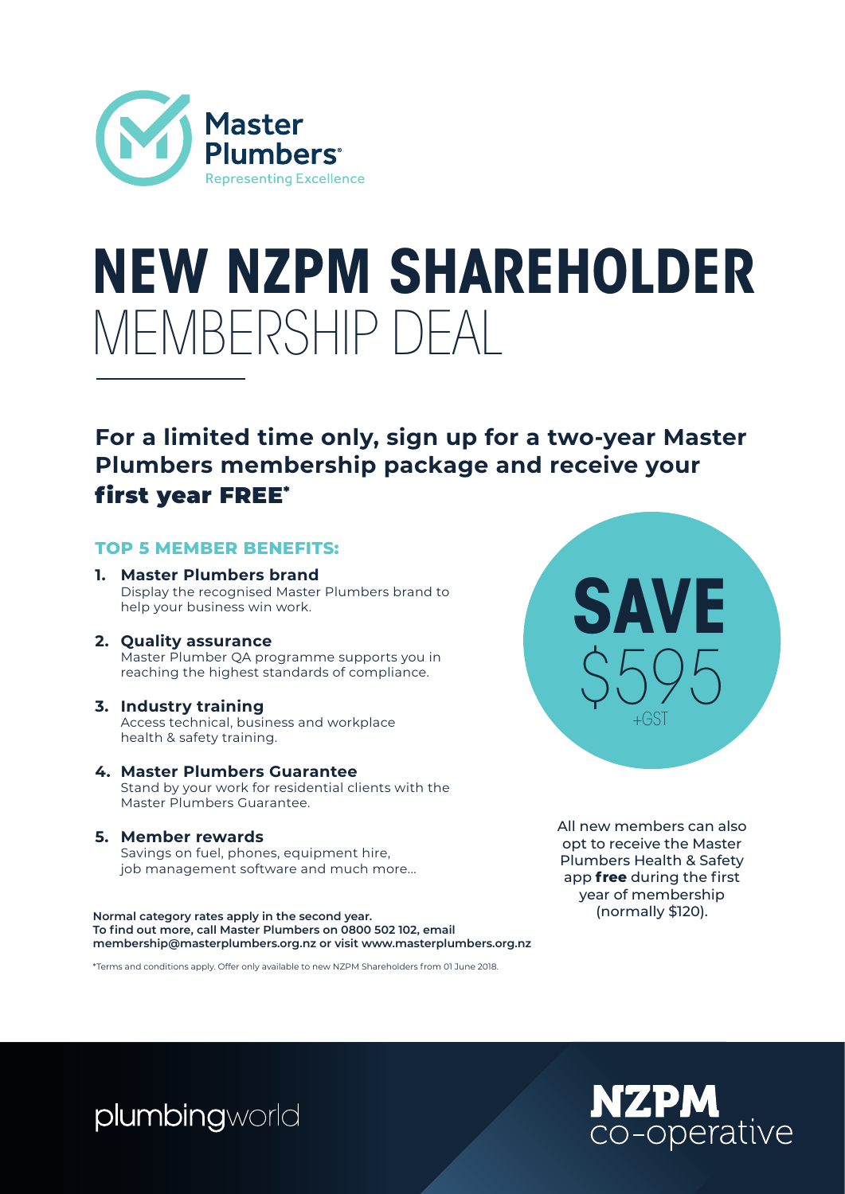Master Plumbers
Representing Excellence

# NEW NZPM SHAREHOLDER MEMBERSHIP DEAL

## For a limited time only, sign up for a two-year Master Plumbers membership package and receive your first year FREE*

### TOP 5 MEMBER BENEFITS:

1. **Master Plumbers brand**
   Display the recognised Master Plumbers brand to help your business win work.
2. **Quality assurance**
   Master Plumber QA programme supports you in reaching the highest standards of compliance.
3. **Industry training**
   Access technical, business and workplace health & safety training.
4. **Master Plumbers Guarantee**
   Stand by your work for residential clients with the Master Plumbers Guarantee.
5. **Member rewards**
   Savings on fuel, phones, equipment hire, job management software and much more...

**SAVE $595** +GST

All new members can also opt to receive the Master Plumbers Health & Safety app **free** during the first year of membership (normally $120).

**Normal category rates apply in the second year.**
**To find out more, call Master Plumbers on 0800 502 102, email membership@masterplumbers.org.nz or visit www.masterplumbers.org.nz**

*Terms and conditions apply. Offer only available to new NZPM Shareholders from 01 June 2018.

plumbingworld

NZPM co-operative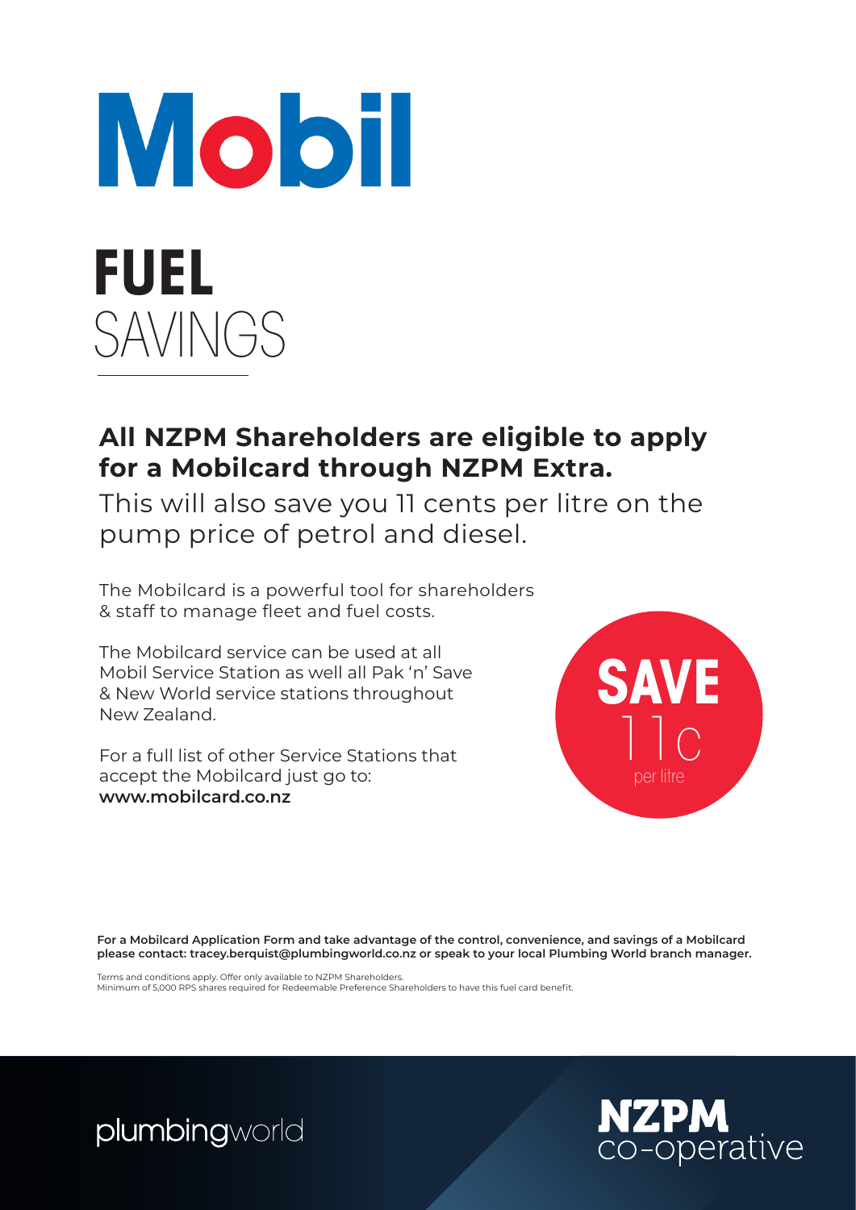# Mobil

# FUEL SAVINGS

**All NZPM Shareholders are eligible to apply for a Mobilcard through NZPM Extra.**

This will also save you 11 cents per litre on the pump price of petrol and diesel.

The Mobilcard is a powerful tool for shareholders & staff to manage fleet and fuel costs.

The Mobilcard service can be used at all Mobil Service Station as well all Pak 'n' Save & New World service stations throughout New Zealand.

For a full list of other Service Stations that accept the Mobilcard just go to: **www.mobilcard.co.nz**

**SAVE** 11c per litre

**For a Mobilcard Application Form and take advantage of the control, convenience, and savings of a Mobilcard please contact: tracey.berquist@plumbingworld.co.nz or speak to your local Plumbing World branch manager.**

Terms and conditions apply. Offer only available to NZPM Shareholders.
Minimum of 5,000 RPS shares required for Redeemable Preference Shareholders to have this fuel card benefit.

plumbingworld

NZPM co-operative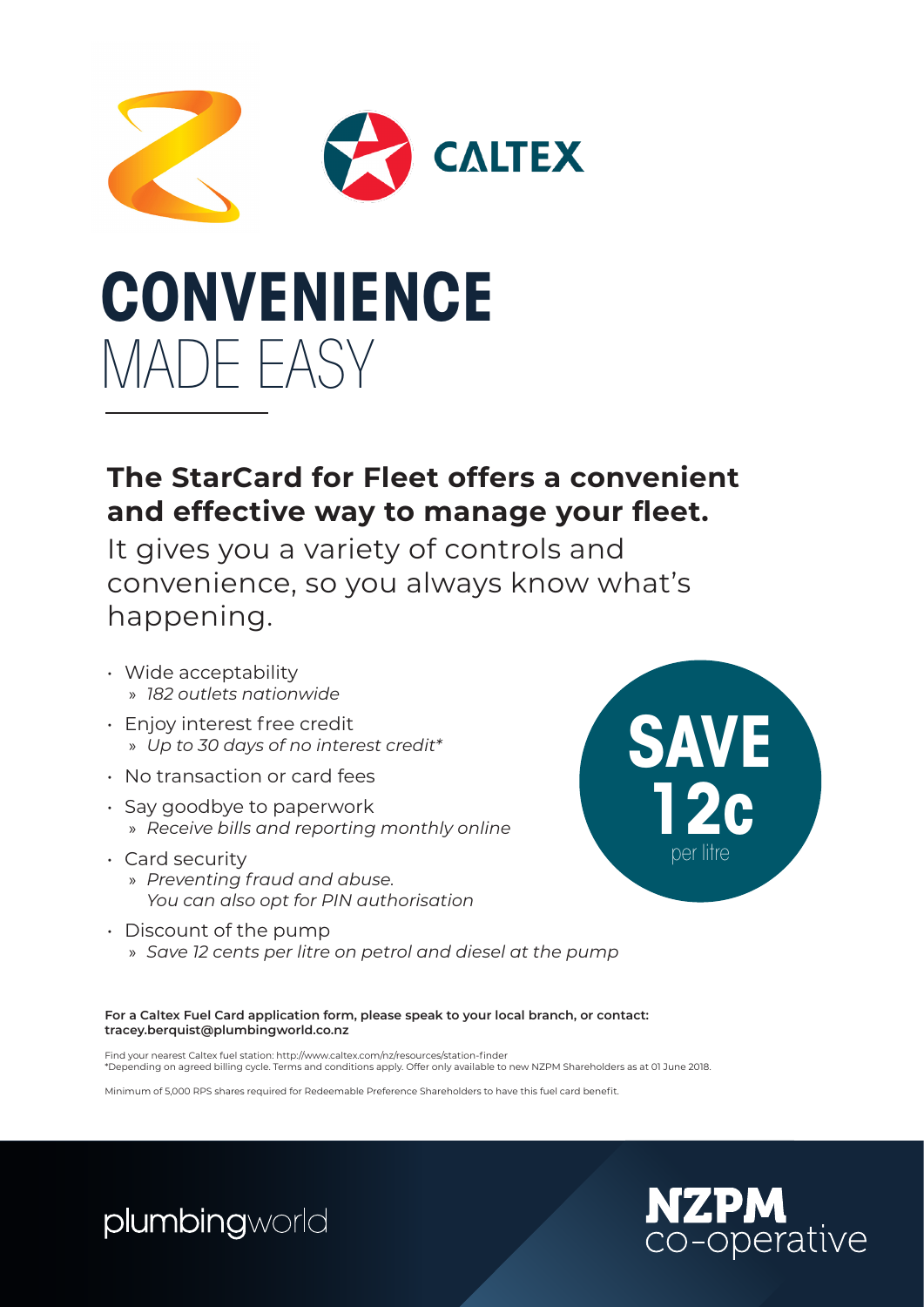CALTEX

# CONVENIENCE
MADE EASY

## The StarCard for Fleet offers a convenient and effective way to manage your fleet.

It gives you a variety of controls and convenience, so you always know what's happening.

- Wide acceptability
  - *182 outlets nationwide*
- Enjoy interest free credit
  - *Up to 30 days of no interest credit**
- No transaction or card fees
- Say goodbye to paperwork
  - *Receive bills and reporting monthly online*
- Card security
  - *Preventing fraud and abuse. You can also opt for PIN authorisation*
- Discount of the pump
  - *Save 12 cents per litre on petrol and diesel at the pump*

**SAVE 12c** per litre

**For a Caltex Fuel Card application form, please speak to your local branch, or contact: tracey.berquist@plumbingworld.co.nz**

Find your nearest Caltex fuel station: http://www.caltex.com/nz/resources/station-finder
*Depending on agreed billing cycle. Terms and conditions apply. Offer only available to new NZPM Shareholders as at 01 June 2018.

Minimum of 5,000 RPS shares required for Redeemable Preference Shareholders to have this fuel card benefit.

plumbingworld

NZPM co-operative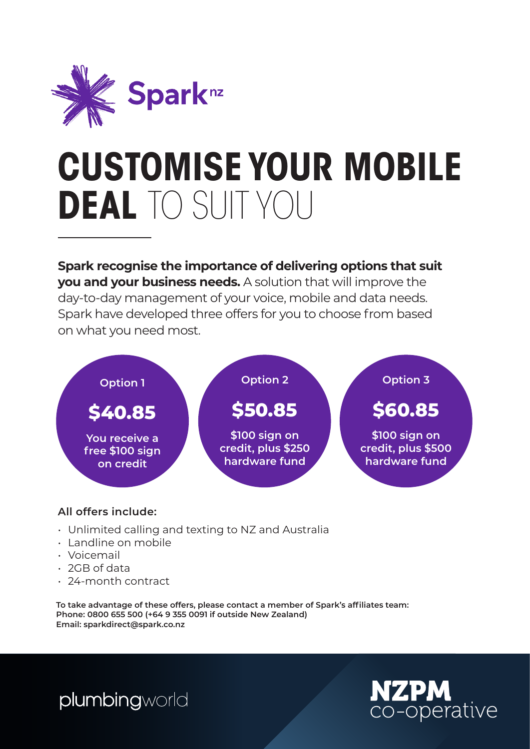Spark nz

# CUSTOMISE YOUR MOBILE DEAL TO SUIT YOU

**Spark recognise the importance of delivering options that suit you and your business needs.** A solution that will improve the day-to-day management of your voice, mobile and data needs. Spark have developed three offers for you to choose from based on what you need most.

**Option 1**

**$40.85**

**You receive a free $100 sign on credit**

**Option 2**

**$50.85**

**$100 sign on credit, plus $250 hardware fund**

**Option 3**

**$60.85**

**$100 sign on credit, plus $500 hardware fund**

**All offers include:**

- Unlimited calling and texting to NZ and Australia
- Landline on mobile
- Voicemail
- 2GB of data
- 24-month contract

**To take advantage of these offers, please contact a member of Spark's affiliates team:**
**Phone: 0800 655 500 (+64 9 355 0091 if outside New Zealand)**
**Email: sparkdirect@spark.co.nz**

plumbingworld

NZPM co-operative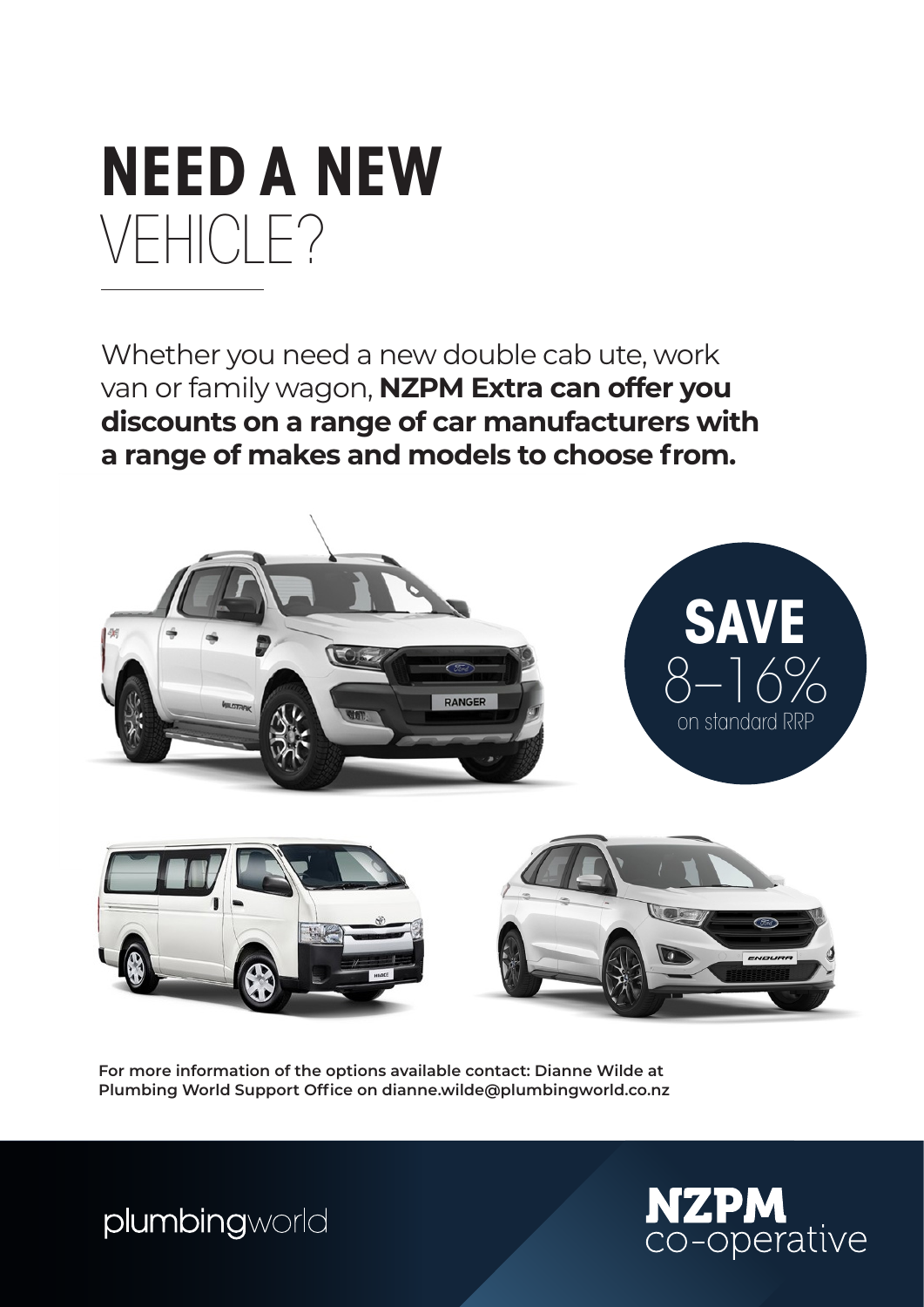# NEED A NEW VEHICLE?

Whether you need a new double cab ute, work van or family wagon, **NZPM Extra can offer you discounts on a range of car manufacturers with a range of makes and models to choose from.**

**SAVE**
8–16%
on standard RRP

**For more information of the options available contact: Dianne Wilde at Plumbing World Support Office on dianne.wilde@plumbingworld.co.nz**

plumbingworld

NZPM co-operative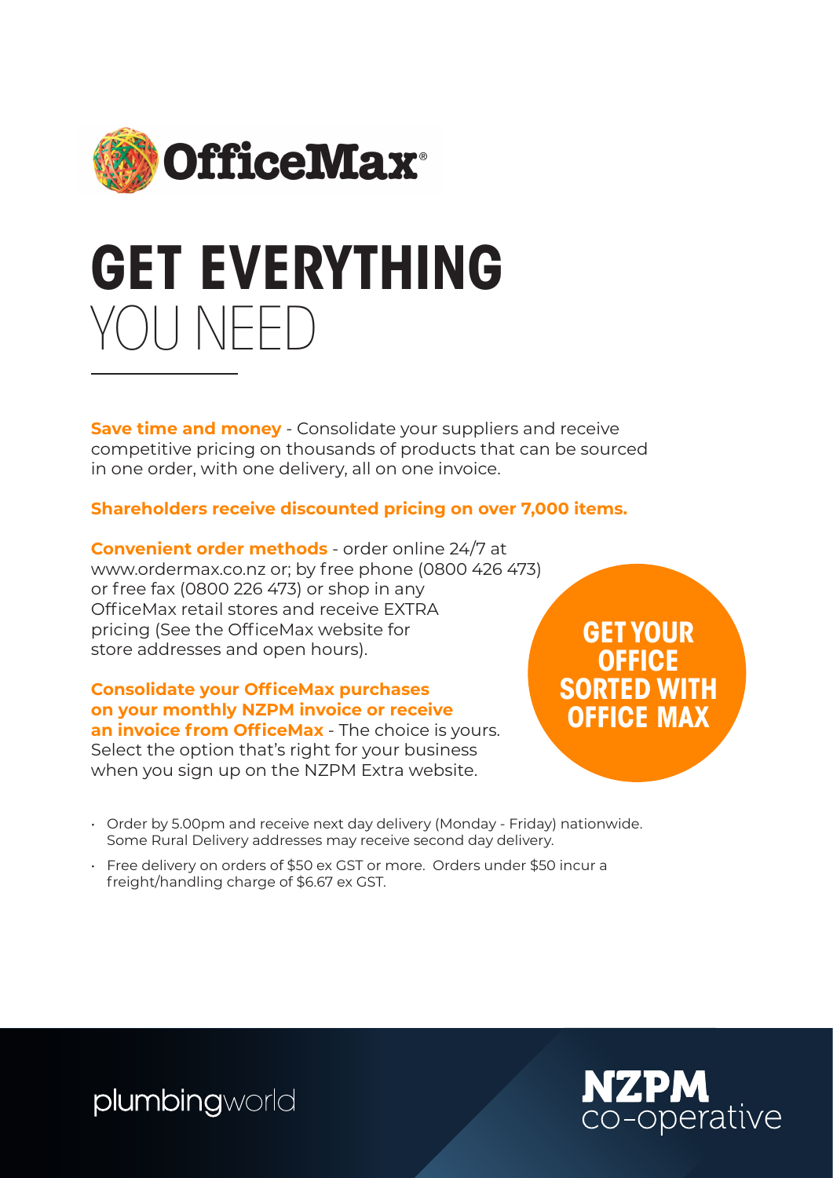OfficeMax®

# GET EVERYTHING YOU NEED

**Save time and money** - Consolidate your suppliers and receive competitive pricing on thousands of products that can be sourced in one order, with one delivery, all on one invoice.

**Shareholders receive discounted pricing on over 7,000 items.**

**Convenient order methods** - order online 24/7 at www.ordermax.co.nz or; by free phone (0800 426 473) or free fax (0800 226 473) or shop in any OfficeMax retail stores and receive EXTRA pricing (See the OfficeMax website for store addresses and open hours).

**Consolidate your OfficeMax purchases on your monthly NZPM invoice or receive an invoice from OfficeMax** - The choice is yours. Select the option that's right for your business when you sign up on the NZPM Extra website.

**GET YOUR OFFICE SORTED WITH OFFICE MAX**

- Order by 5.00pm and receive next day delivery (Monday - Friday) nationwide. Some Rural Delivery addresses may receive second day delivery.
- Free delivery on orders of $50 ex GST or more. Orders under $50 incur a freight/handling charge of $6.67 ex GST.

plumbingworld

NZPM co-operative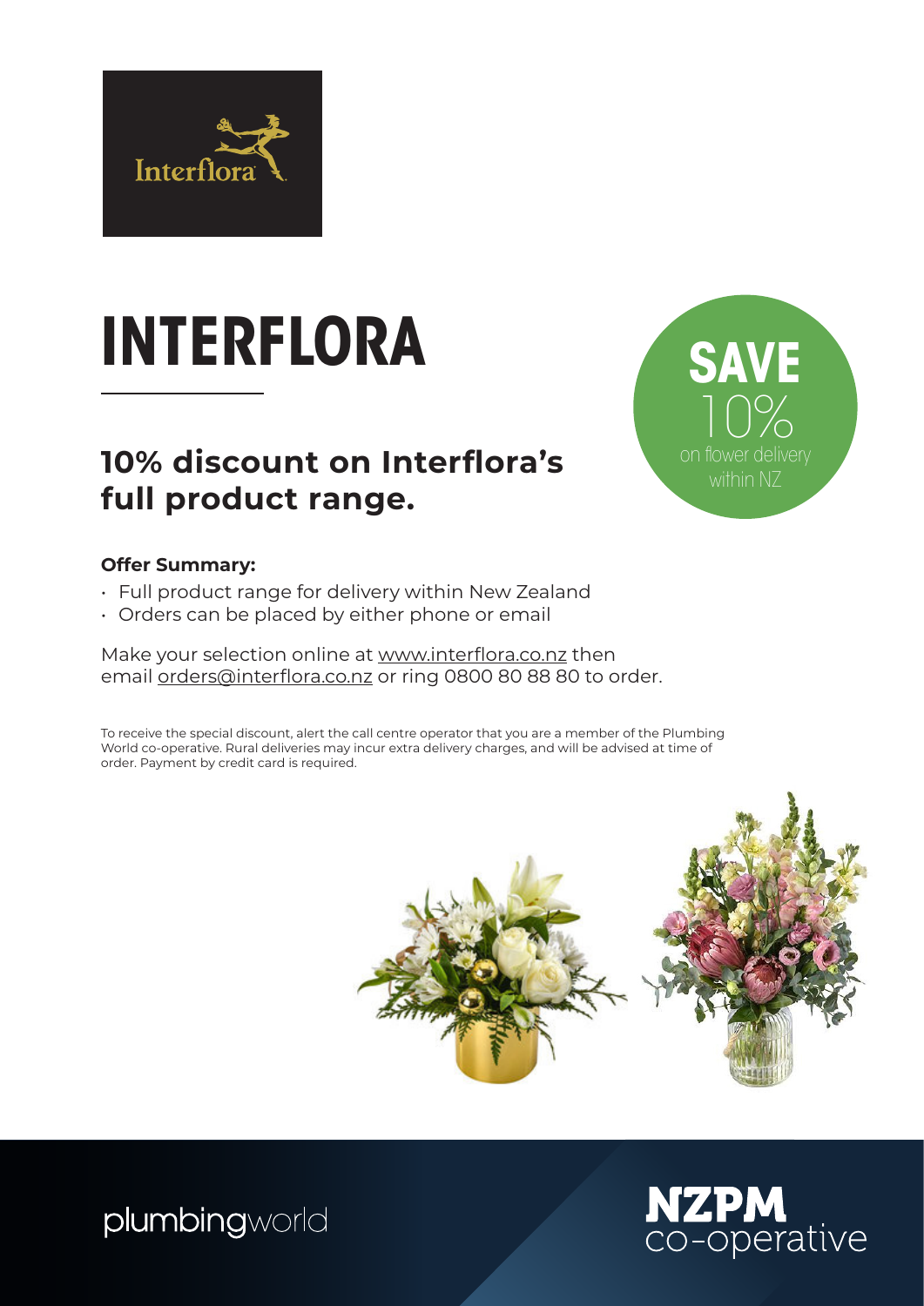Interflora

# INTERFLORA

## 10% discount on Interflora's full product range.

**SAVE**
10%
on flower delivery within NZ

**Offer Summary:**

- Full product range for delivery within New Zealand
- Orders can be placed by either phone or email

Make your selection online at www.interflora.co.nz then email orders@interflora.co.nz or ring 0800 80 88 80 to order.

To receive the special discount, alert the call centre operator that you are a member of the Plumbing World co-operative. Rural deliveries may incur extra delivery charges, and will be advised at time of order. Payment by credit card is required.

plumbingworld

NZPM co-operative